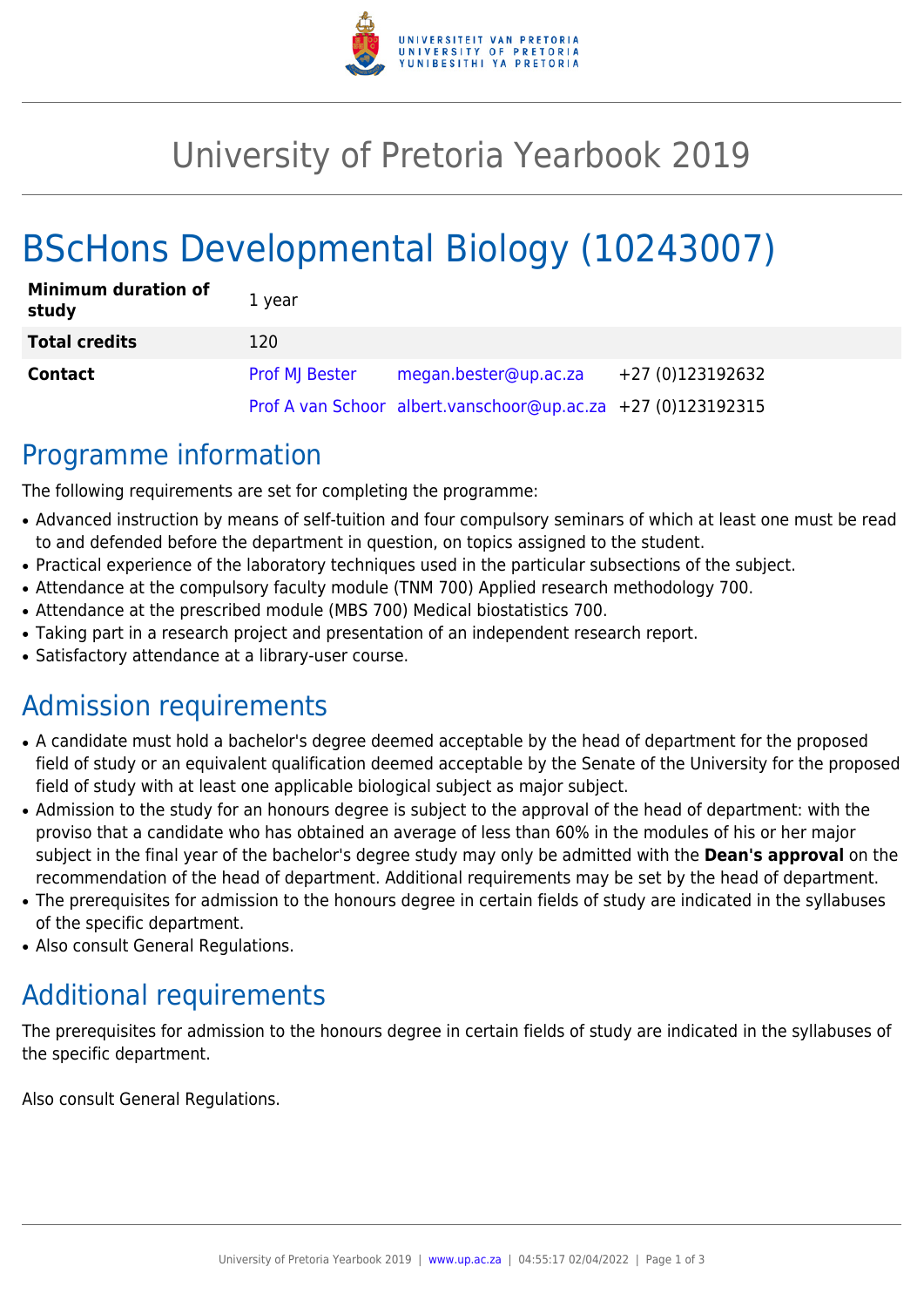# University of Pretoria Yearbook 2019

# BScHons Developmental Biology (10243007)

| | | | |
|---|---|---|---|
| **Minimum duration of study** | 1 year | | |
| **Total credits** | 120 | | |
| **Contact** | Prof MJ Bester | megan.bester@up.ac.za | +27 (0)123192632 |
| | Prof A van Schoor | albert.vanschoor@up.ac.za | +27 (0)123192315 |

## Programme information

The following requirements are set for completing the programme:

- Advanced instruction by means of self-tuition and four compulsory seminars of which at least one must be read to and defended before the department in question, on topics assigned to the student.
- Practical experience of the laboratory techniques used in the particular subsections of the subject.
- Attendance at the compulsory faculty module (TNM 700) Applied research methodology 700.
- Attendance at the prescribed module (MBS 700) Medical biostatistics 700.
- Taking part in a research project and presentation of an independent research report.
- Satisfactory attendance at a library-user course.

## Admission requirements

- A candidate must hold a bachelor's degree deemed acceptable by the head of department for the proposed field of study or an equivalent qualification deemed acceptable by the Senate of the University for the proposed field of study with at least one applicable biological subject as major subject.
- Admission to the study for an honours degree is subject to the approval of the head of department: with the proviso that a candidate who has obtained an average of less than 60% in the modules of his or her major subject in the final year of the bachelor's degree study may only be admitted with the **Dean's approval** on the recommendation of the head of department. Additional requirements may be set by the head of department.
- The prerequisites for admission to the honours degree in certain fields of study are indicated in the syllabuses of the specific department.
- Also consult General Regulations.

## Additional requirements

The prerequisites for admission to the honours degree in certain fields of study are indicated in the syllabuses of the specific department.

Also consult General Regulations.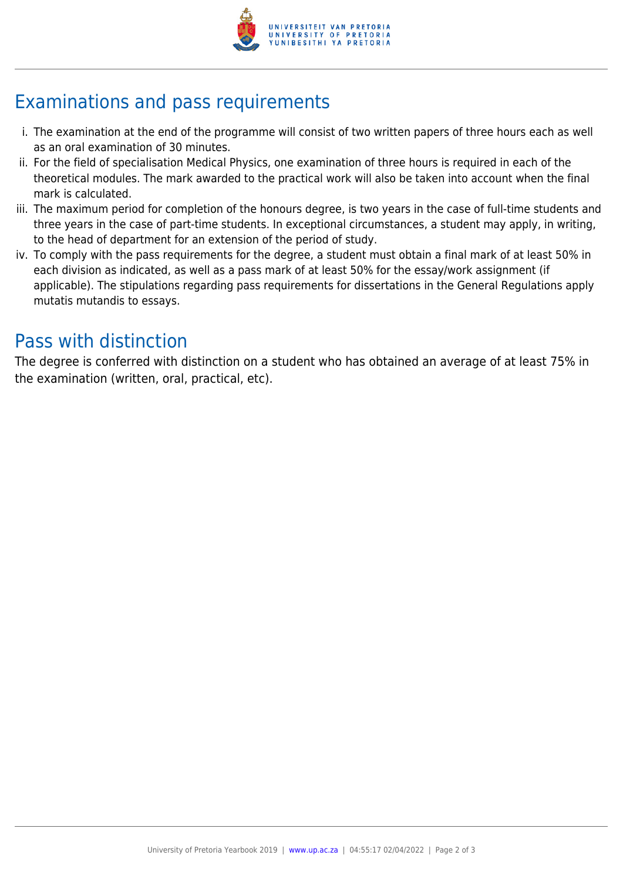## Examinations and pass requirements

i. The examination at the end of the programme will consist of two written papers of three hours each as well as an oral examination of 30 minutes.
ii. For the field of specialisation Medical Physics, one examination of three hours is required in each of the theoretical modules. The mark awarded to the practical work will also be taken into account when the final mark is calculated.
iii. The maximum period for completion of the honours degree, is two years in the case of full-time students and three years in the case of part-time students. In exceptional circumstances, a student may apply, in writing, to the head of department for an extension of the period of study.
iv. To comply with the pass requirements for the degree, a student must obtain a final mark of at least 50% in each division as indicated, as well as a pass mark of at least 50% for the essay/work assignment (if applicable). The stipulations regarding pass requirements for dissertations in the General Regulations apply mutatis mutandis to essays.

## Pass with distinction

The degree is conferred with distinction on a student who has obtained an average of at least 75% in the examination (written, oral, practical, etc).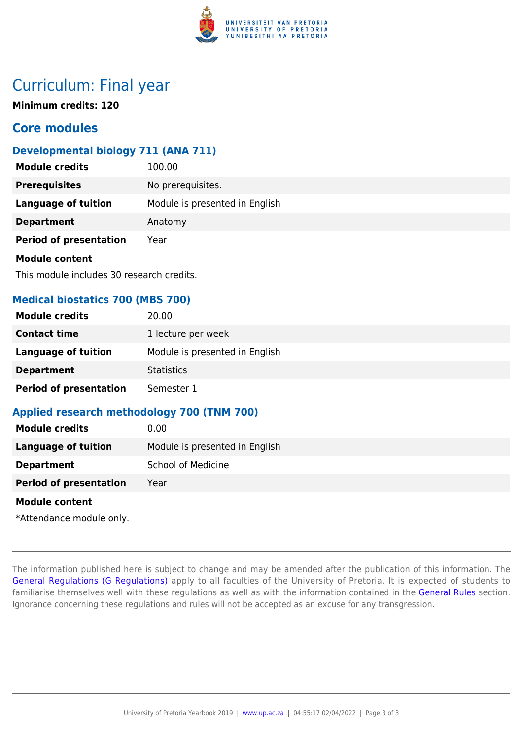# Curriculum: Final year

**Minimum credits: 120**

## Core modules

### Developmental biology 711 (ANA 711)

| | |
|---|---|
| **Module credits** | 100.00 |
| **Prerequisites** | No prerequisites. |
| **Language of tuition** | Module is presented in English |
| **Department** | Anatomy |
| **Period of presentation** | Year |

**Module content**

This module includes 30 research credits.

### Medical biostatics 700 (MBS 700)

| | |
|---|---|
| **Module credits** | 20.00 |
| **Contact time** | 1 lecture per week |
| **Language of tuition** | Module is presented in English |
| **Department** | Statistics |
| **Period of presentation** | Semester 1 |

### Applied research methodology 700 (TNM 700)

| | |
|---|---|
| **Module credits** | 0.00 |
| **Language of tuition** | Module is presented in English |
| **Department** | School of Medicine |
| **Period of presentation** | Year |

**Module content**

*Attendance module only.

The information published here is subject to change and may be amended after the publication of this information. The General Regulations (G Regulations) apply to all faculties of the University of Pretoria. It is expected of students to familiarise themselves well with these regulations as well as with the information contained in the General Rules section. Ignorance concerning these regulations and rules will not be accepted as an excuse for any transgression.